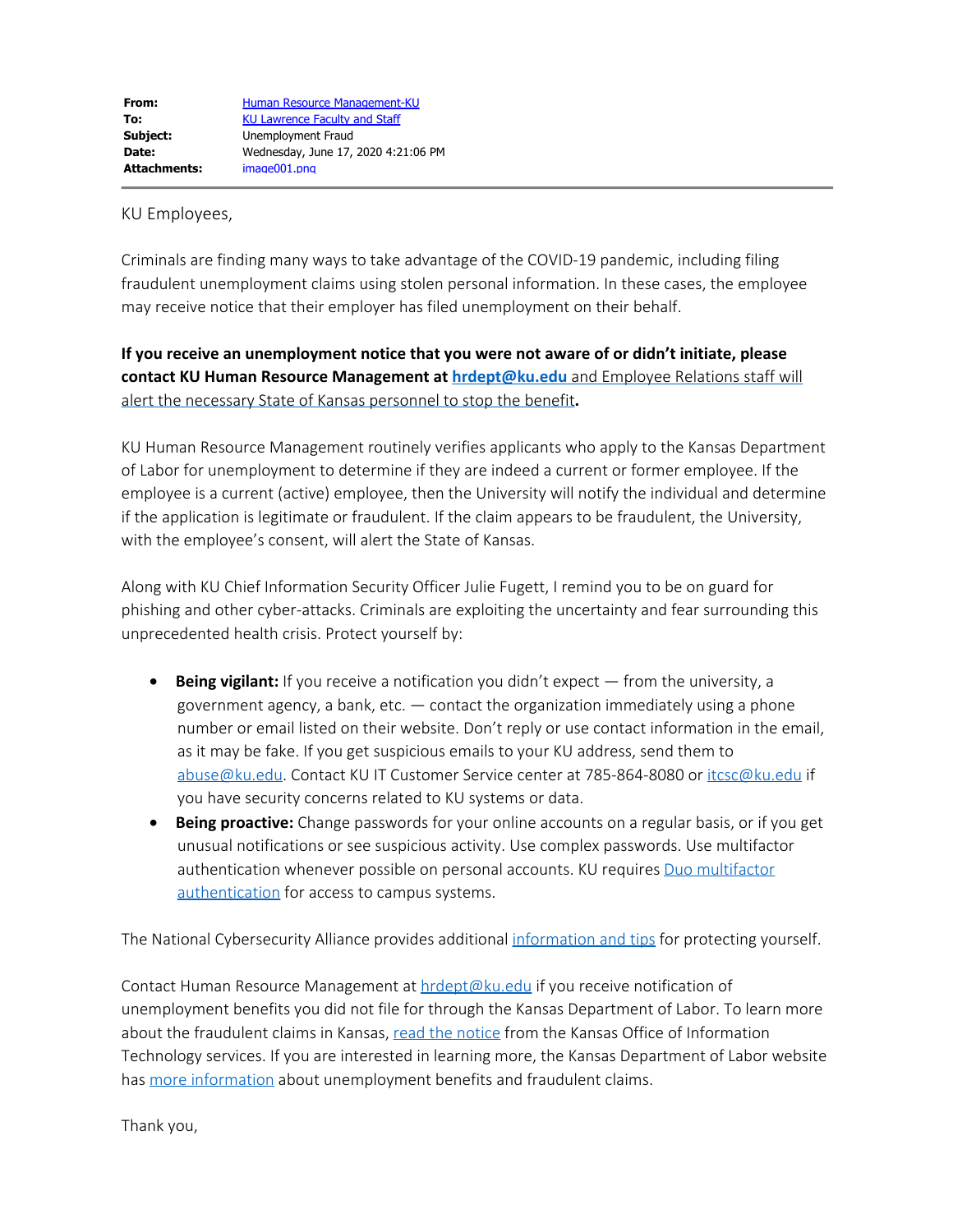| | |
|---|---|
| **From:** | Human Resource Management-KU |
| **To:** | KU Lawrence Faculty and Staff |
| **Subject:** | Unemployment Fraud |
| **Date:** | Wednesday, June 17, 2020 4:21:06 PM |
| **Attachments:** | image001.png |

KU Employees,

Criminals are finding many ways to take advantage of the COVID-19 pandemic, including filing fraudulent unemployment claims using stolen personal information. In these cases, the employee may receive notice that their employer has filed unemployment on their behalf.

**If you receive an unemployment notice that you were not aware of or didn't initiate, please contact KU Human Resource Management at hrdept@ku.edu and Employee Relations staff will alert the necessary State of Kansas personnel to stop the benefit.**

KU Human Resource Management routinely verifies applicants who apply to the Kansas Department of Labor for unemployment to determine if they are indeed a current or former employee. If the employee is a current (active) employee, then the University will notify the individual and determine if the application is legitimate or fraudulent. If the claim appears to be fraudulent, the University, with the employee's consent, will alert the State of Kansas.

Along with KU Chief Information Security Officer Julie Fugett, I remind you to be on guard for phishing and other cyber-attacks. Criminals are exploiting the uncertainty and fear surrounding this unprecedented health crisis. Protect yourself by:

- **Being vigilant:** If you receive a notification you didn't expect — from the university, a government agency, a bank, etc. — contact the organization immediately using a phone number or email listed on their website. Don't reply or use contact information in the email, as it may be fake. If you get suspicious emails to your KU address, send them to abuse@ku.edu. Contact KU IT Customer Service center at 785-864-8080 or itcsc@ku.edu if you have security concerns related to KU systems or data.
- **Being proactive:** Change passwords for your online accounts on a regular basis, or if you get unusual notifications or see suspicious activity. Use complex passwords. Use multifactor authentication whenever possible on personal accounts. KU requires Duo multifactor authentication for access to campus systems.

The National Cybersecurity Alliance provides additional information and tips for protecting yourself.

Contact Human Resource Management at hrdept@ku.edu if you receive notification of unemployment benefits you did not file for through the Kansas Department of Labor. To learn more about the fraudulent claims in Kansas, read the notice from the Kansas Office of Information Technology services. If you are interested in learning more, the Kansas Department of Labor website has more information about unemployment benefits and fraudulent claims.

Thank you,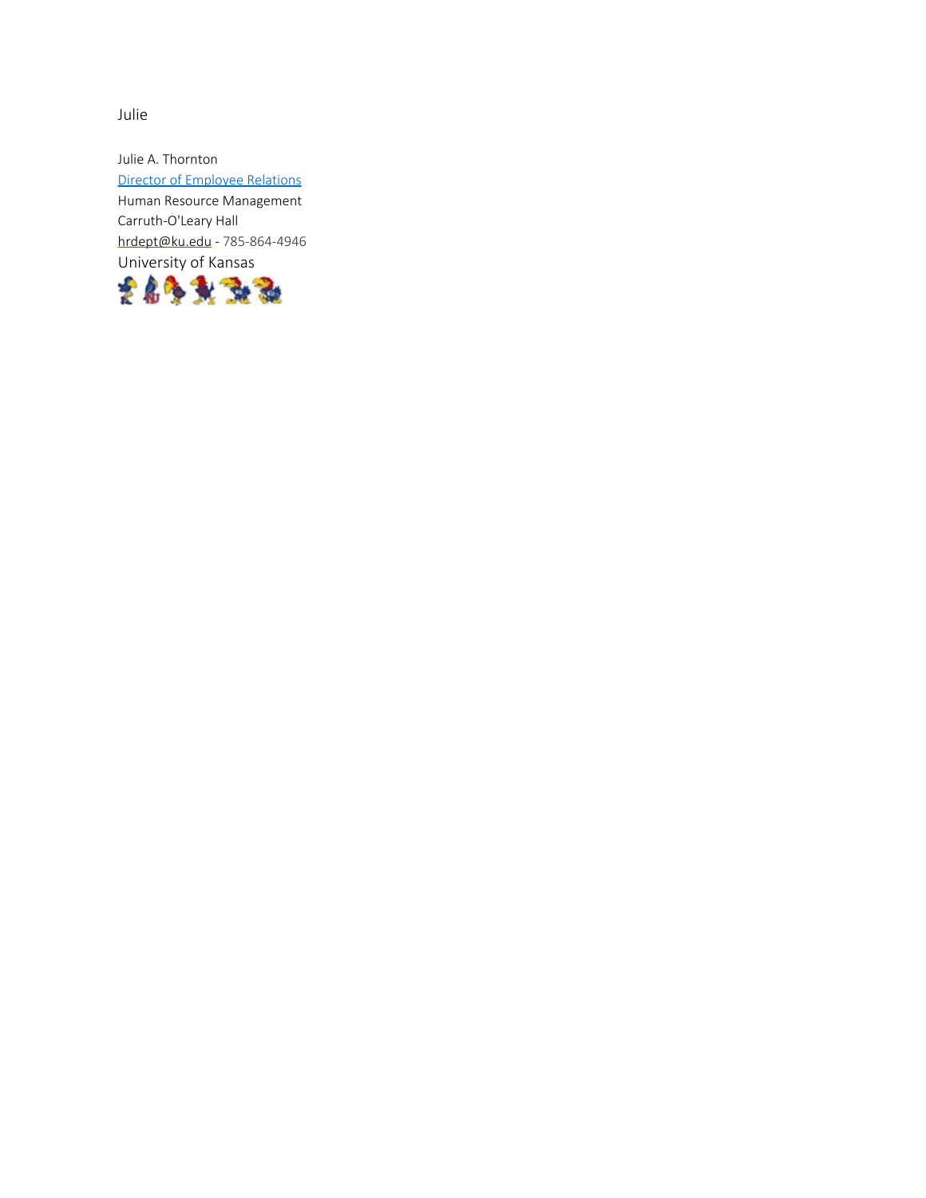Julie

Julie A. Thornton  
[Director of Employee Relations]  
Human Resource Management  
Carruth-O'Leary Hall  
hrdept@ku.edu - 785-864-4946  
University of Kansas